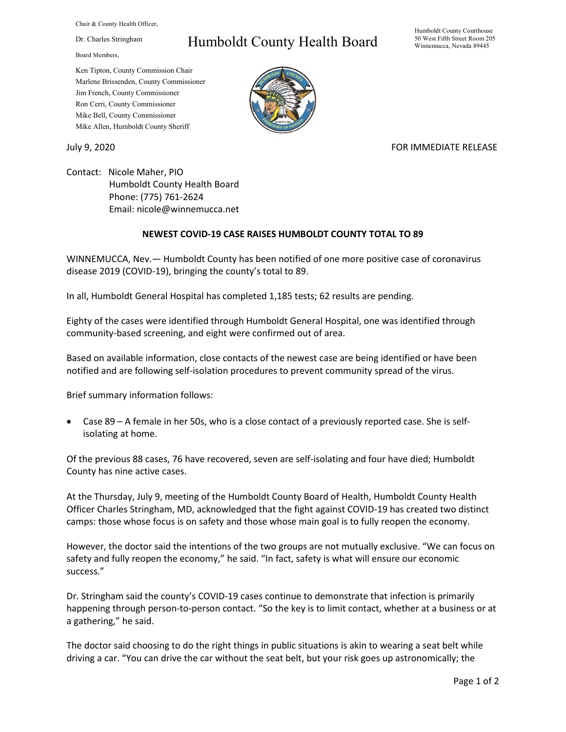Chair & County Health Officer,

Dr. Charles Stringham

Board Members,

Ken Tipton, County Commission Chair
Marlene Brissenden, County Commissioner
Jim French, County Commissioner
Ron Cerri, County Commissioner
Mike Bell, County Commissioner
Mike Allen, Humboldt County Sheriff

# Humboldt County Health Board

Humboldt County Courthouse
50 West Fifth Street Room 205
Winnemucca, Nevada 89445

July 9, 2020

FOR IMMEDIATE RELEASE

Contact: Nicole Maher, PIO
Humboldt County Health Board
Phone: (775) 761-2624
Email: nicole@winnemucca.net

**NEWEST COVID-19 CASE RAISES HUMBOLDT COUNTY TOTAL TO 89**

WINNEMUCCA, Nev.— Humboldt County has been notified of one more positive case of coronavirus disease 2019 (COVID-19), bringing the county's total to 89.

In all, Humboldt General Hospital has completed 1,185 tests; 62 results are pending.

Eighty of the cases were identified through Humboldt General Hospital, one was identified through community-based screening, and eight were confirmed out of area.

Based on available information, close contacts of the newest case are being identified or have been notified and are following self-isolation procedures to prevent community spread of the virus.

Brief summary information follows:

- Case 89 – A female in her 50s, who is a close contact of a previously reported case. She is self-isolating at home.

Of the previous 88 cases, 76 have recovered, seven are self-isolating and four have died; Humboldt County has nine active cases.

At the Thursday, July 9, meeting of the Humboldt County Board of Health, Humboldt County Health Officer Charles Stringham, MD, acknowledged that the fight against COVID-19 has created two distinct camps: those whose focus is on safety and those whose main goal is to fully reopen the economy.

However, the doctor said the intentions of the two groups are not mutually exclusive. "We can focus on safety and fully reopen the economy," he said. "In fact, safety is what will ensure our economic success."

Dr. Stringham said the county's COVID-19 cases continue to demonstrate that infection is primarily happening through person-to-person contact. "So the key is to limit contact, whether at a business or at a gathering," he said.

The doctor said choosing to do the right things in public situations is akin to wearing a seat belt while driving a car. "You can drive the car without the seat belt, but your risk goes up astronomically; the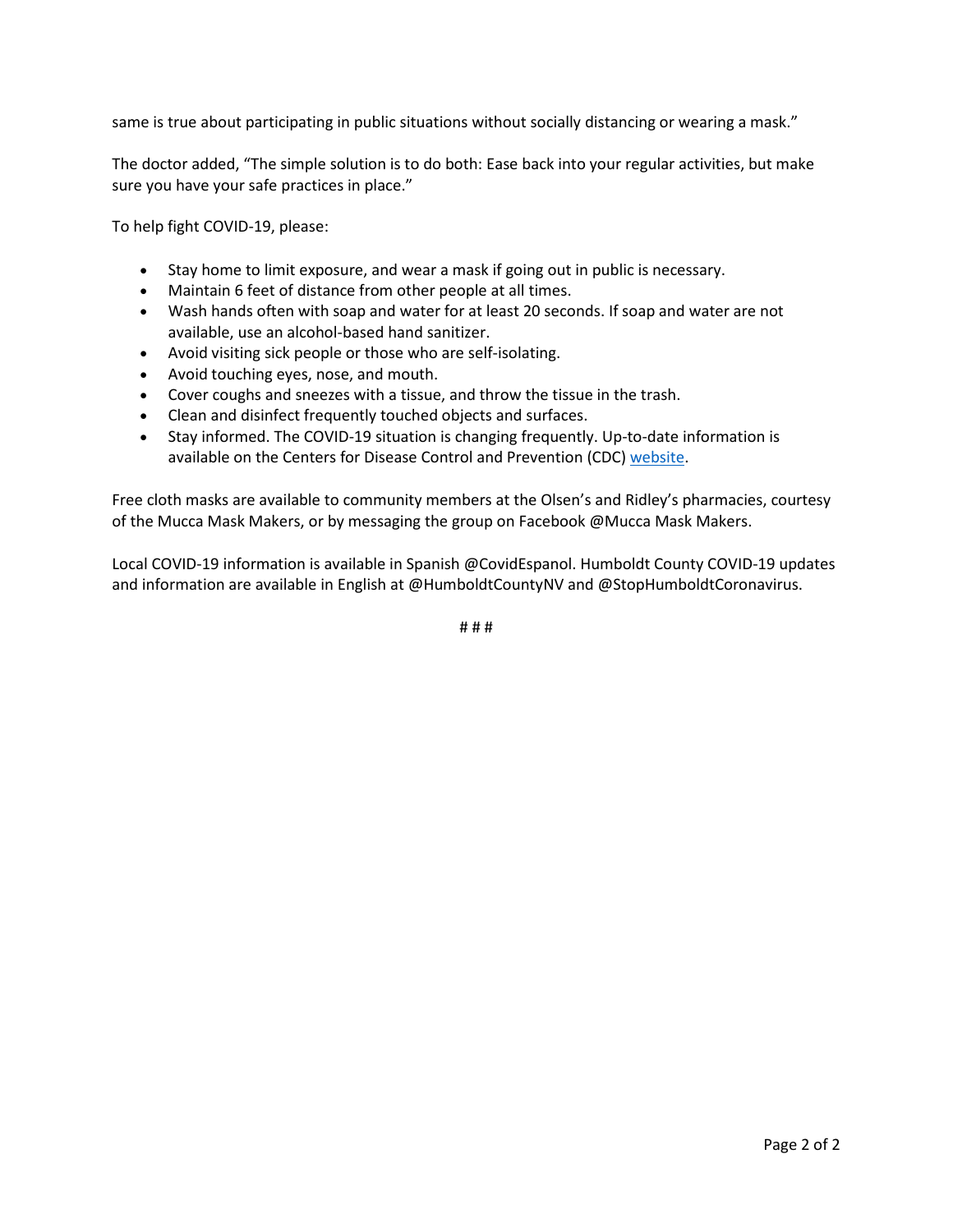same is true about participating in public situations without socially distancing or wearing a mask."

The doctor added, "The simple solution is to do both: Ease back into your regular activities, but make sure you have your safe practices in place."

To help fight COVID-19, please:

- Stay home to limit exposure, and wear a mask if going out in public is necessary.
- Maintain 6 feet of distance from other people at all times.
- Wash hands often with soap and water for at least 20 seconds. If soap and water are not available, use an alcohol-based hand sanitizer.
- Avoid visiting sick people or those who are self-isolating.
- Avoid touching eyes, nose, and mouth.
- Cover coughs and sneezes with a tissue, and throw the tissue in the trash.
- Clean and disinfect frequently touched objects and surfaces.
- Stay informed. The COVID-19 situation is changing frequently. Up-to-date information is available on the Centers for Disease Control and Prevention (CDC) website.

Free cloth masks are available to community members at the Olsen's and Ridley's pharmacies, courtesy of the Mucca Mask Makers, or by messaging the group on Facebook @Mucca Mask Makers.

Local COVID-19 information is available in Spanish @CovidEspanol. Humboldt County COVID-19 updates and information are available in English at @HumboldtCountyNV and @StopHumboldtCoronavirus.

# # #